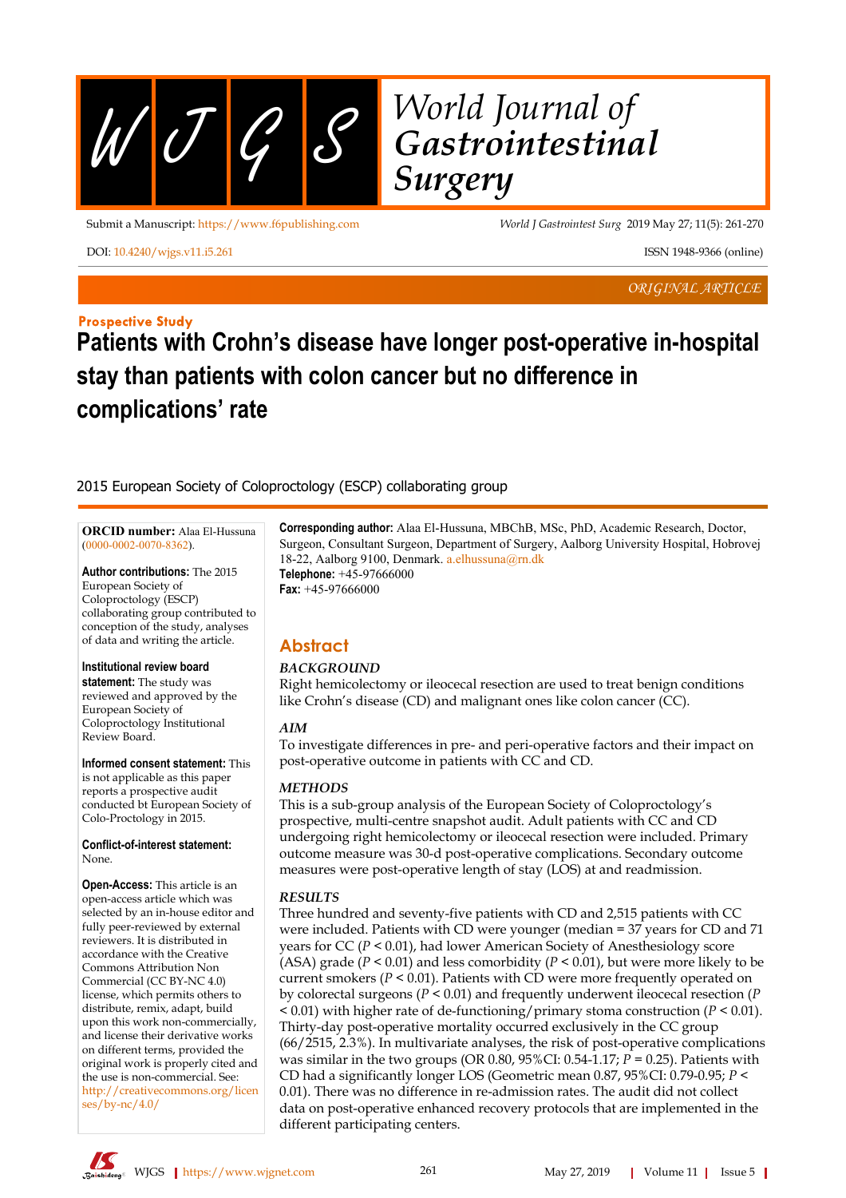ORIGINAL ARTICLE

**Prospective Study**

# Patients with Crohn's disease have longer post-operative in-hospital stay than patients with colon cancer but no difference in complications' rate

2015 European Society of Coloproctology (ESCP) collaborating group

**ORCID number:** Alaa El-Hussuna (0000-0002-0070-8362).

**Author contributions:** The 2015 European Society of Coloproctology (ESCP) collaborating group contributed to conception of the study, analyses of data and writing the article.

**Institutional review board statement:** The study was reviewed and approved by the European Society of Coloproctology Institutional Review Board.

**Informed consent statement:** This is not applicable as this paper reports a prospective audit conducted bt European Society of Colo-Proctology in 2015.

**Conflict-of-interest statement:** None.

**Open-Access:** This article is an open-access article which was selected by an in-house editor and fully peer-reviewed by external reviewers. It is distributed in accordance with the Creative Commons Attribution Non Commercial (CC BY-NC 4.0) license, which permits others to distribute, remix, adapt, build upon this work non-commercially, and license their derivative works on different terms, provided the original work is properly cited and the use is non-commercial. See: http://creativecommons.org/licenses/by-nc/4.0/

**Corresponding author:** Alaa El-Hussuna, MBChB, MSc, PhD, Academic Research, Doctor, Surgeon, Consultant Surgeon, Department of Surgery, Aalborg University Hospital, Hobrovej 18-22, Aalborg 9100, Denmark. a.elhussuna@rn.dk
**Telephone:** +45-97666000
**Fax:** +45-97666000

## Abstract

### *BACKGROUND*

Right hemicolectomy or ileocecal resection are used to treat benign conditions like Crohn's disease (CD) and malignant ones like colon cancer (CC).

### *AIM*

To investigate differences in pre- and peri-operative factors and their impact on post-operative outcome in patients with CC and CD.

### *METHODS*

This is a sub-group analysis of the European Society of Coloproctology's prospective, multi-centre snapshot audit. Adult patients with CC and CD undergoing right hemicolectomy or ileocecal resection were included. Primary outcome measure was 30-d post-operative complications. Secondary outcome measures were post-operative length of stay (LOS) at and readmission.

### *RESULTS*

Three hundred and seventy-five patients with CD and 2,515 patients with CC were included. Patients with CD were younger (median = 37 years for CD and 71 years for CC ($P < 0.01$), had lower American Society of Anesthesiology score (ASA) grade ($P < 0.01$) and less comorbidity ($P < 0.01$), but were more likely to be current smokers ($P < 0.01$). Patients with CD were more frequently operated on by colorectal surgeons ($P < 0.01$) and frequently underwent ileocecal resection ($P < 0.01$) with higher rate of de-functioning/primary stoma construction ($P < 0.01$). Thirty-day post-operative mortality occurred exclusively in the CC group (66/2515, 2.3%). In multivariate analyses, the risk of post-operative complications was similar in the two groups (OR 0.80, 95%CI: 0.54-1.17; $P = 0.25$). Patients with CD had a significantly longer LOS (Geometric mean 0.87, 95%CI: 0.79-0.95; $P < 0.01$). There was no difference in re-admission rates. The audit did not collect data on post-operative enhanced recovery protocols that are implemented in the different participating centers.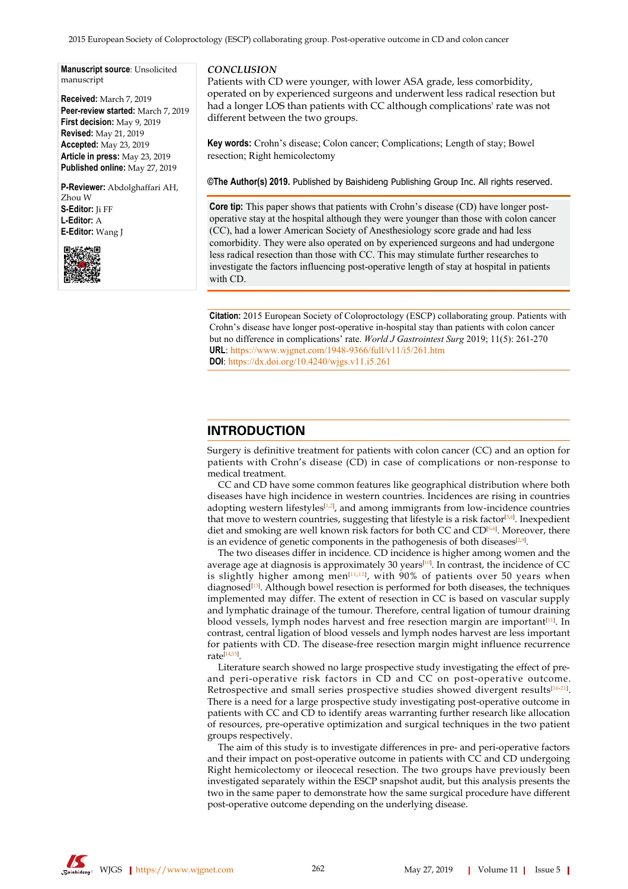**Manuscript source**: Unsolicited manuscript

**Received:** March 7, 2019
**Peer-review started:** March 7, 2019
**First decision:** May 9, 2019
**Revised:** May 21, 2019
**Accepted:** May 23, 2019
**Article in press:** May 23, 2019
**Published online:** May 27, 2019

**P-Reviewer:** Abdolghaffari AH, Zhou W
**S-Editor:** Ji FF
**L-Editor:** A
**E-Editor:** Wang J

*CONCLUSION*

Patients with CD were younger, with lower ASA grade, less comorbidity, operated on by experienced surgeons and underwent less radical resection but had a longer LOS than patients with CC although complications' rate was not different between the two groups.

**Key words:** Crohn's disease; Colon cancer; Complications; Length of stay; Bowel resection; Right hemicolectomy

**©The Author(s) 2019.** Published by Baishideng Publishing Group Inc. All rights reserved.

**Core tip:** This paper shows that patients with Crohn's disease (CD) have longer post-operative stay at the hospital although they were younger than those with colon cancer (CC), had a lower American Society of Anesthesiology score grade and had less comorbidity. They were also operated on by experienced surgeons and had undergone less radical resection than those with CC. This may stimulate further researches to investigate the factors influencing post-operative length of stay at hospital in patients with CD.

**Citation:** 2015 European Society of Coloproctology (ESCP) collaborating group. Patients with Crohn's disease have longer post-operative in-hospital stay than patients with colon cancer but no difference in complications' rate. *World J Gastrointest Surg* 2019; 11(5): 261-270
**URL**: https://www.wjgnet.com/1948-9366/full/v11/i5/261.htm
**DOI**: https://dx.doi.org/10.4240/wjgs.v11.i5.261

## INTRODUCTION

Surgery is definitive treatment for patients with colon cancer (CC) and an option for patients with Crohn's disease (CD) in case of complications or non-response to medical treatment.

CC and CD have some common features like geographical distribution where both diseases have high incidence in western countries. Incidences are rising in countries adopting western lifestyles[1,2], and among immigrants from low-incidence countries that move to western countries, suggesting that lifestyle is a risk factor[3,4]. Inexpedient diet and smoking are well known risk factors for both CC and CD[5-8]. Moreover, there is an evidence of genetic components in the pathogenesis of both diseases[2,9].

The two diseases differ in incidence. CD incidence is higher among women and the average age at diagnosis is approximately 30 years[10]. In contrast, the incidence of CC is slightly higher among men[11,12], with 90% of patients over 50 years when diagnosed[13]. Although bowel resection is performed for both diseases, the techniques implemented may differ. The extent of resection in CC is based on vascular supply and lymphatic drainage of the tumour. Therefore, central ligation of tumour draining blood vessels, lymph nodes harvest and free resection margin are important[11]. In contrast, central ligation of blood vessels and lymph nodes harvest are less important for patients with CD. The disease-free resection margin might influence recurrence rate[14,15].

Literature search showed no large prospective study investigating the effect of pre- and peri-operative risk factors in CD and CC on post-operative outcome. Retrospective and small series prospective studies showed divergent results[16-21]. There is a need for a large prospective study investigating post-operative outcome in patients with CC and CD to identify areas warranting further research like allocation of resources, pre-operative optimization and surgical techniques in the two patient groups respectively.

The aim of this study is to investigate differences in pre- and peri-operative factors and their impact on post-operative outcome in patients with CC and CD undergoing Right hemicolectomy or ileocecal resection. The two groups have previously been investigated separately within the ESCP snapshot audit, but this analysis presents the two in the same paper to demonstrate how the same surgical procedure have different post-operative outcome depending on the underlying disease.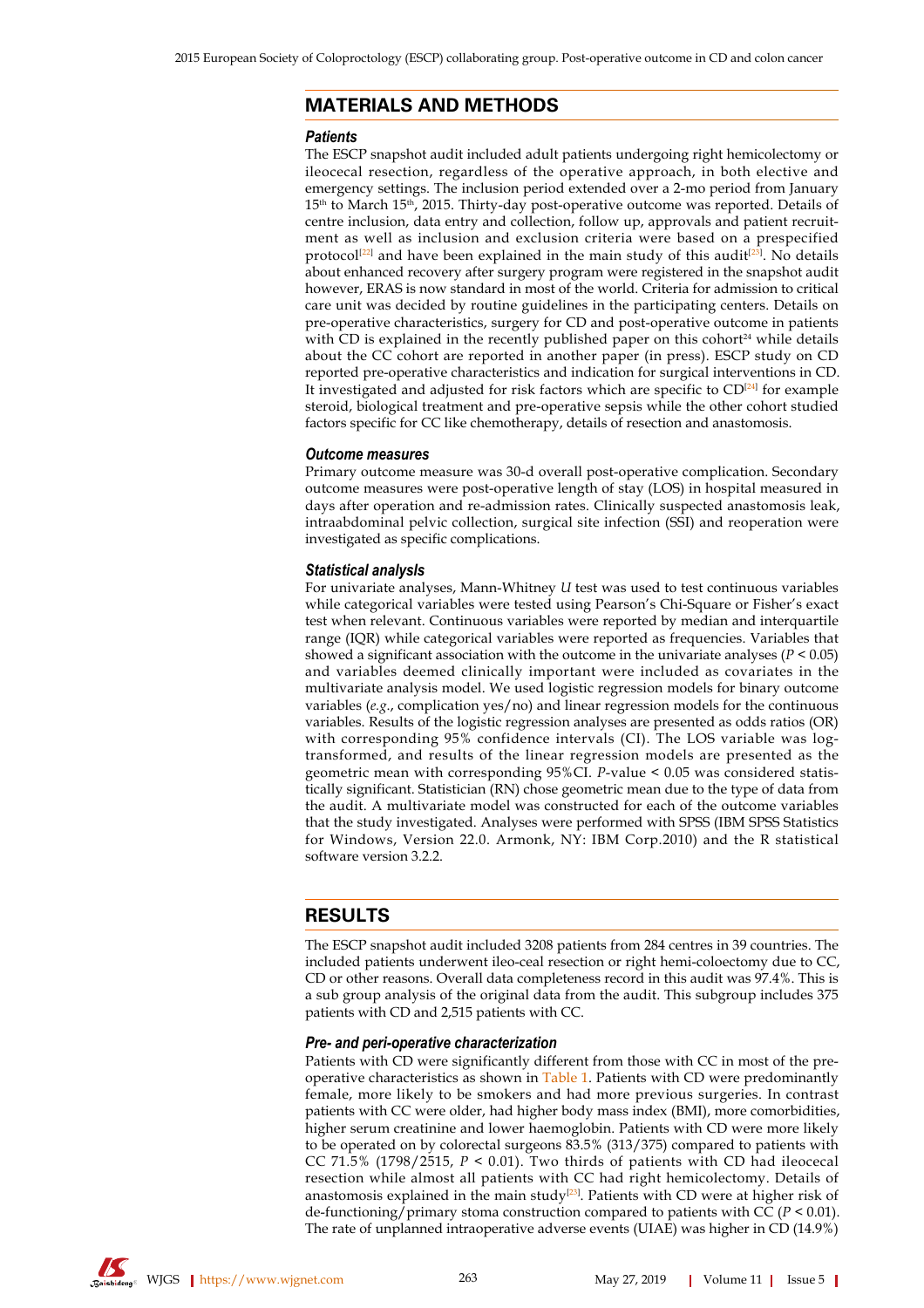## MATERIALS AND METHODS

### Patients

The ESCP snapshot audit included adult patients undergoing right hemicolectomy or ileocecal resection, regardless of the operative approach, in both elective and emergency settings. The inclusion period extended over a 2-mo period from January 15th to March 15th, 2015. Thirty-day post-operative outcome was reported. Details of centre inclusion, data entry and collection, follow up, approvals and patient recruitment as well as inclusion and exclusion criteria were based on a prespecified protocol[22] and have been explained in the main study of this audit[23]. No details about enhanced recovery after surgery program were registered in the snapshot audit however, ERAS is now standard in most of the world. Criteria for admission to critical care unit was decided by routine guidelines in the participating centers. Details on pre-operative characteristics, surgery for CD and post-operative outcome in patients with CD is explained in the recently published paper on this cohort[24] while details about the CC cohort are reported in another paper (in press). ESCP study on CD reported pre-operative characteristics and indication for surgical interventions in CD. It investigated and adjusted for risk factors which are specific to CD[24] for example steroid, biological treatment and pre-operative sepsis while the other cohort studied factors specific for CC like chemotherapy, details of resection and anastomosis.

### Outcome measures

Primary outcome measure was 30-d overall post-operative complication. Secondary outcome measures were post-operative length of stay (LOS) in hospital measured in days after operation and re-admission rates. Clinically suspected anastomosis leak, intraabdominal pelvic collection, surgical site infection (SSI) and reoperation were investigated as specific complications.

### Statistical analysis

For univariate analyses, Mann-Whitney *U* test was used to test continuous variables while categorical variables were tested using Pearson's Chi-Square or Fisher's exact test when relevant. Continuous variables were reported by median and interquartile range (IQR) while categorical variables were reported as frequencies. Variables that showed a significant association with the outcome in the univariate analyses ($P < 0.05$) and variables deemed clinically important were included as covariates in the multivariate analysis model. We used logistic regression models for binary outcome variables (*e.g.*, complication yes/no) and linear regression models for the continuous variables. Results of the logistic regression analyses are presented as odds ratios (OR) with corresponding 95% confidence intervals (CI). The LOS variable was log-transformed, and results of the linear regression models are presented as the geometric mean with corresponding 95%CI. *P*-value < 0.05 was considered statistically significant. Statistician (RN) chose geometric mean due to the type of data from the audit. A multivariate model was constructed for each of the outcome variables that the study investigated. Analyses were performed with SPSS (IBM SPSS Statistics for Windows, Version 22.0. Armonk, NY: IBM Corp.2010) and the R statistical software version 3.2.2.

## RESULTS

The ESCP snapshot audit included 3208 patients from 284 centres in 39 countries. The included patients underwent ileo-ceal resection or right hemi-coloectomy due to CC, CD or other reasons. Overall data completeness record in this audit was 97.4%. This is a sub group analysis of the original data from the audit. This subgroup includes 375 patients with CD and 2,515 patients with CC.

### Pre- and peri-operative characterization

Patients with CD were significantly different from those with CC in most of the pre-operative characteristics as shown in Table 1. Patients with CD were predominantly female, more likely to be smokers and had more previous surgeries. In contrast patients with CC were older, had higher body mass index (BMI), more comorbidities, higher serum creatinine and lower haemoglobin. Patients with CD were more likely to be operated on by colorectal surgeons 83.5% (313/375) compared to patients with CC 71.5% (1798/2515, $P < 0.01$). Two thirds of patients with CD had ileocecal resection while almost all patients with CC had right hemicolectomy. Details of anastomosis explained in the main study[23]. Patients with CD were at higher risk of de-functioning/primary stoma construction compared to patients with CC ($P < 0.01$). The rate of unplanned intraoperative adverse events (UIAE) was higher in CD (14.9%)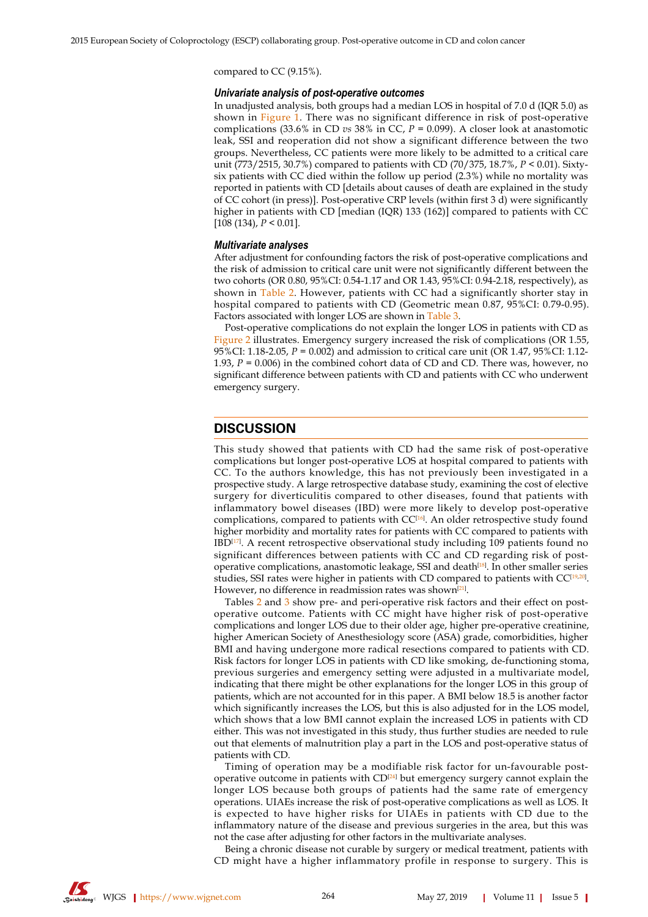compared to CC (9.15%).

### *Univariate analysis of post-operative outcomes*

In unadjusted analysis, both groups had a median LOS in hospital of 7.0 d (IQR 5.0) as shown in Figure 1. There was no significant difference in risk of post-operative complications (33.6% in CD *vs* 38% in CC, $P$ = 0.099). A closer look at anastomotic leak, SSI and reoperation did not show a significant difference between the two groups. Nevertheless, CC patients were more likely to be admitted to a critical care unit (773/2515, 30.7%) compared to patients with CD (70/375, 18.7%, $P$ < 0.01). Sixty-six patients with CC died within the follow up period (2.3%) while no mortality was reported in patients with CD [details about causes of death are explained in the study of CC cohort (in press)]. Post-operative CRP levels (within first 3 d) were significantly higher in patients with CD [median (IQR) 133 (162)] compared to patients with CC [108 (134), $P$ < 0.01].

### *Multivariate analyses*

After adjustment for confounding factors the risk of post-operative complications and the risk of admission to critical care unit were not significantly different between the two cohorts (OR 0.80, 95%CI: 0.54-1.17 and OR 1.43, 95%CI: 0.94-2.18, respectively), as shown in Table 2. However, patients with CC had a significantly shorter stay in hospital compared to patients with CD (Geometric mean 0.87, 95%CI: 0.79-0.95). Factors associated with longer LOS are shown in Table 3.

Post-operative complications do not explain the longer LOS in patients with CD as Figure 2 illustrates. Emergency surgery increased the risk of complications (OR 1.55, 95%CI: 1.18-2.05, $P$ = 0.002) and admission to critical care unit (OR 1.47, 95%CI: 1.12-1.93, $P$ = 0.006) in the combined cohort data of CD and CD. There was, however, no significant difference between patients with CD and patients with CC who underwent emergency surgery.

## DISCUSSION

This study showed that patients with CD had the same risk of post-operative complications but longer post-operative LOS at hospital compared to patients with CC. To the authors knowledge, this has not previously been investigated in a prospective study. A large retrospective database study, examining the cost of elective surgery for diverticulitis compared to other diseases, found that patients with inflammatory bowel diseases (IBD) were more likely to develop post-operative complications, compared to patients with CC[16]. An older retrospective study found higher morbidity and mortality rates for patients with CC compared to patients with IBD[17]. A recent retrospective observational study including 109 patients found no significant differences between patients with CC and CD regarding risk of post-operative complications, anastomotic leakage, SSI and death[18]. In other smaller series studies, SSI rates were higher in patients with CD compared to patients with CC[19,20]. However, no difference in readmission rates was shown[21].

Tables 2 and 3 show pre- and peri-operative risk factors and their effect on post-operative outcome. Patients with CC might have higher risk of post-operative complications and longer LOS due to their older age, higher pre-operative creatinine, higher American Society of Anesthesiology score (ASA) grade, comorbidities, higher BMI and having undergone more radical resections compared to patients with CD. Risk factors for longer LOS in patients with CD like smoking, de-functioning stoma, previous surgeries and emergency setting were adjusted in a multivariate model, indicating that there might be other explanations for the longer LOS in this group of patients, which are not accounted for in this paper. A BMI below 18.5 is another factor which significantly increases the LOS, but this is also adjusted for in the LOS model, which shows that a low BMI cannot explain the increased LOS in patients with CD either. This was not investigated in this study, thus further studies are needed to rule out that elements of malnutrition play a part in the LOS and post-operative status of patients with CD.

Timing of operation may be a modifiable risk factor for un-favourable post-operative outcome in patients with CD[24] but emergency surgery cannot explain the longer LOS because both groups of patients had the same rate of emergency operations. UIAEs increase the risk of post-operative complications as well as LOS. It is expected to have higher risks for UIAEs in patients with CD due to the inflammatory nature of the disease and previous surgeries in the area, but this was not the case after adjusting for other factors in the multivariate analyses.

Being a chronic disease not curable by surgery or medical treatment, patients with CD might have a higher inflammatory profile in response to surgery. This is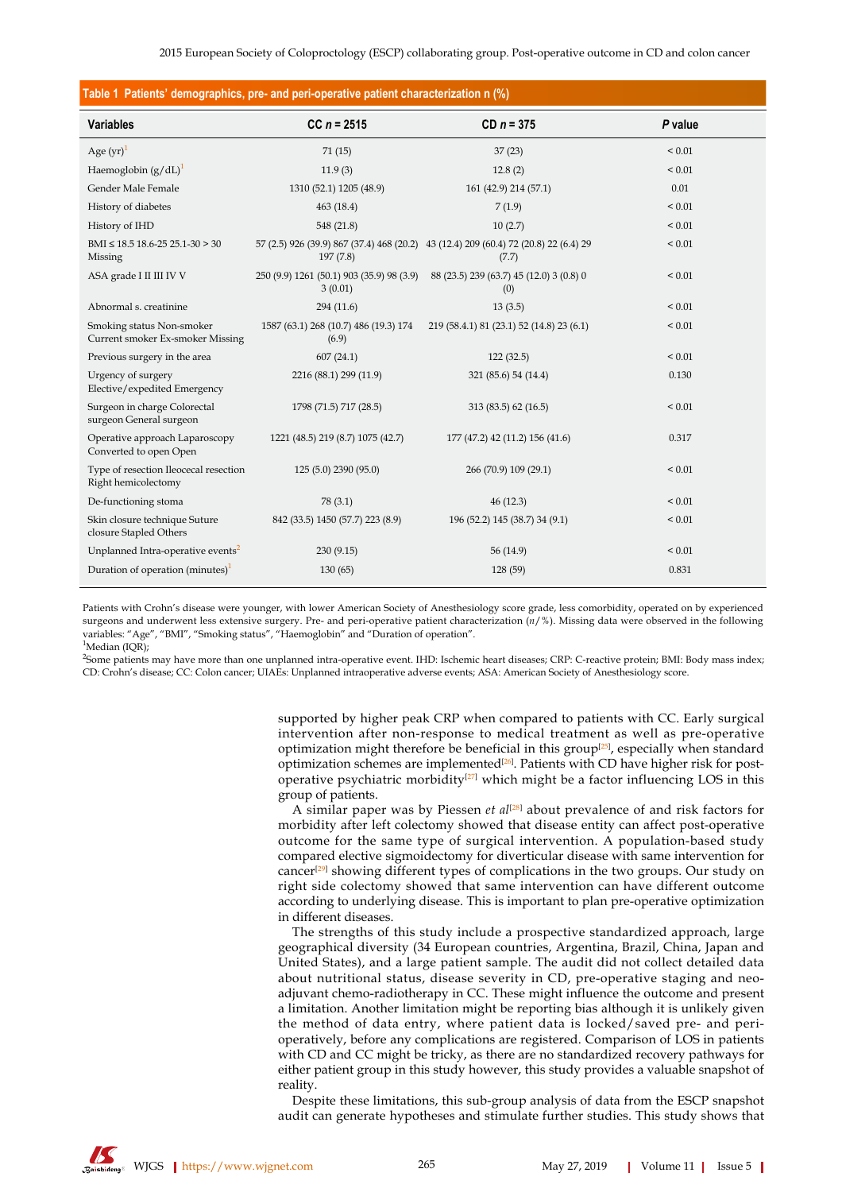**Table 1 Patients' demographics, pre- and peri-operative patient characterization n (%)**

| Variables | CC $n$ = 2515 | CD $n$ = 375 | $P$ value |
|---|---|---|---|
| Age (yr)[1] | 71 (15) | 37 (23) | < 0.01 |
| Haemoglobin (g/dL)[1] | 11.9 (3) | 12.8 (2) | < 0.01 |
| Gender Male Female | 1310 (52.1) 1205 (48.9) | 161 (42.9) 214 (57.1) | 0.01 |
| History of diabetes | 463 (18.4) | 7 (1.9) | < 0.01 |
| History of IHD | 548 (21.8) | 10 (2.7) | < 0.01 |
| BMI ≤ 18.5 18.6-25 25.1-30 > 30 Missing | 57 (2.5) 926 (39.9) 867 (37.4) 468 (20.2) 197 (7.8) | 43 (12.4) 209 (60.4) 72 (20.8) 22 (6.4) 29 (7.7) | < 0.01 |
| ASA grade I II III IV V | 250 (9.9) 1261 (50.1) 903 (35.9) 98 (3.9) 3 (0.01) | 88 (23.5) 239 (63.7) 45 (12.0) 3 (0.8) 0 (0) | < 0.01 |
| Abnormal s. creatinine | 294 (11.6) | 13 (3.5) | < 0.01 |
| Smoking status Non-smoker Current smoker Ex-smoker Missing | 1587 (63.1) 268 (10.7) 486 (19.3) 174 (6.9) | 219 (58.4.1) 81 (23.1) 52 (14.8) 23 (6.1) | < 0.01 |
| Previous surgery in the area | 607 (24.1) | 122 (32.5) | < 0.01 |
| Urgency of surgery Elective/expedited Emergency | 2216 (88.1) 299 (11.9) | 321 (85.6) 54 (14.4) | 0.130 |
| Surgeon in charge Colorectal surgeon General surgeon | 1798 (71.5) 717 (28.5) | 313 (83.5) 62 (16.5) | < 0.01 |
| Operative approach Laparoscopy Converted to open Open | 1221 (48.5) 219 (8.7) 1075 (42.7) | 177 (47.2) 42 (11.2) 156 (41.6) | 0.317 |
| Type of resection Ileocecal resection Right hemicolectomy | 125 (5.0) 2390 (95.0) | 266 (70.9) 109 (29.1) | < 0.01 |
| De-functioning stoma | 78 (3.1) | 46 (12.3) | < 0.01 |
| Skin closure technique Suture closure Stapled Others | 842 (33.5) 1450 (57.7) 223 (8.9) | 196 (52.2) 145 (38.7) 34 (9.1) | < 0.01 |
| Unplanned Intra-operative events[2] | 230 (9.15) | 56 (14.9) | < 0.01 |
| Duration of operation (minutes)[1] | 130 (65) | 128 (59) | 0.831 |

Patients with Crohn's disease were younger, with lower American Society of Anesthesiology score grade, less comorbidity, operated on by experienced surgeons and underwent less extensive surgery. Pre- and peri-operative patient characterization ($n$/%). Missing data were observed in the following variables: "Age", "BMI", "Smoking status", "Haemoglobin" and "Duration of operation".

[1]Median (IQR);

[2]Some patients may have more than one unplanned intra-operative event. IHD: Ischemic heart diseases; CRP: C-reactive protein; BMI: Body mass index; CD: Crohn's disease; CC: Colon cancer; UIAEs: Unplanned intraoperative adverse events; ASA: American Society of Anesthesiology score.

supported by higher peak CRP when compared to patients with CC. Early surgical intervention after non-response to medical treatment as well as pre-operative optimization might therefore be beneficial in this group[25], especially when standard optimization schemes are implemented[26]. Patients with CD have higher risk for post-operative psychiatric morbidity[27] which might be a factor influencing LOS in this group of patients.

A similar paper was by Piessen *et al*[28] about prevalence of and risk factors for morbidity after left colectomy showed that disease entity can affect post-operative outcome for the same type of surgical intervention. A population-based study compared elective sigmoidectomy for diverticular disease with same intervention for cancer[29] showing different types of complications in the two groups. Our study on right side colectomy showed that same intervention can have different outcome according to underlying disease. This is important to plan pre-operative optimization in different diseases.

The strengths of this study include a prospective standardized approach, large geographical diversity (34 European countries, Argentina, Brazil, China, Japan and United States), and a large patient sample. The audit did not collect detailed data about nutritional status, disease severity in CD, pre-operative staging and neo-adjuvant chemo-radiotherapy in CC. These might influence the outcome and present a limitation. Another limitation might be reporting bias although it is unlikely given the method of data entry, where patient data is locked/saved pre- and peri-operatively, before any complications are registered. Comparison of LOS in patients with CD and CC might be tricky, as there are no standardized recovery pathways for either patient group in this study however, this study provides a valuable snapshot of reality.

Despite these limitations, this sub-group analysis of data from the ESCP snapshot audit can generate hypotheses and stimulate further studies. This study shows that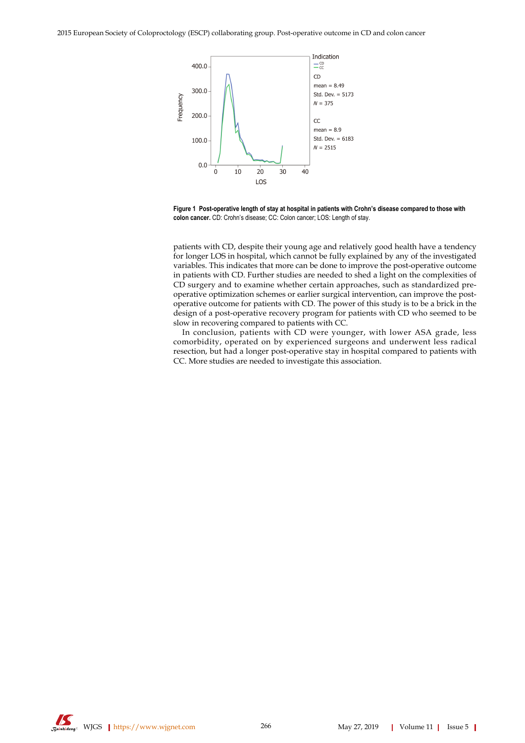**Figure 1 Post-operative length of stay at hospital in patients with Crohn's disease compared to those with colon cancer.** CD: Crohn's disease; CC: Colon cancer; LOS: Length of stay.

patients with CD, despite their young age and relatively good health have a tendency for longer LOS in hospital, which cannot be fully explained by any of the investigated variables. This indicates that more can be done to improve the post-operative outcome in patients with CD. Further studies are needed to shed a light on the complexities of CD surgery and to examine whether certain approaches, such as standardized pre-operative optimization schemes or earlier surgical intervention, can improve the post-operative outcome for patients with CD. The power of this study is to be a brick in the design of a post-operative recovery program for patients with CD who seemed to be slow in recovering compared to patients with CC.

In conclusion, patients with CD were younger, with lower ASA grade, less comorbidity, operated on by experienced surgeons and underwent less radical resection, but had a longer post-operative stay in hospital compared to patients with CC. More studies are needed to investigate this association.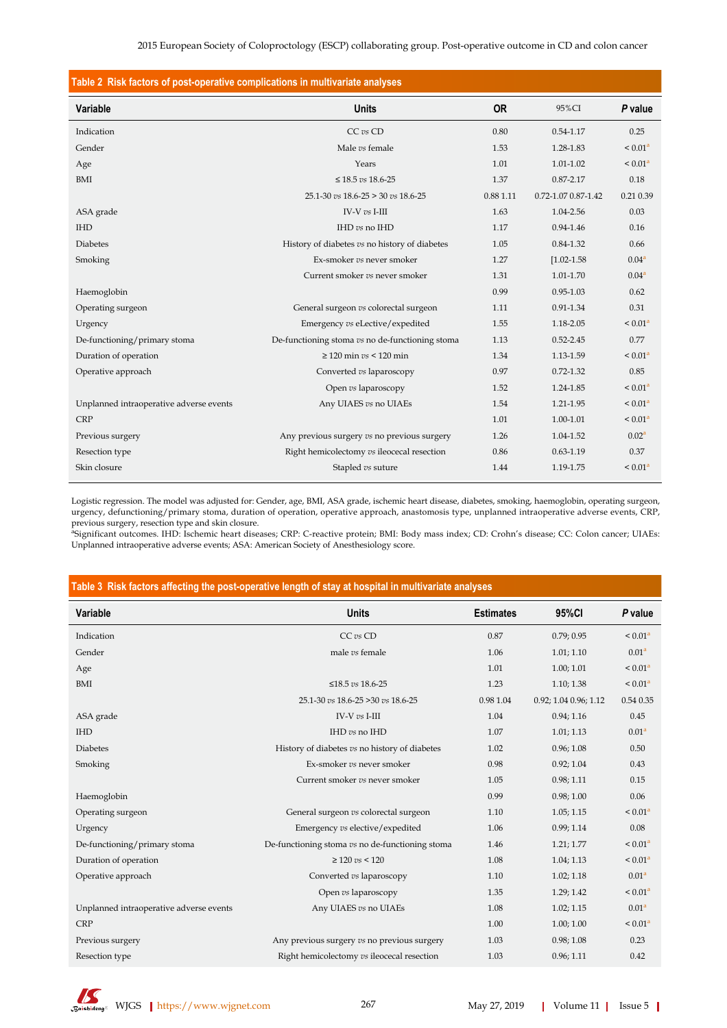**Table 2 Risk factors of post-operative complications in multivariate analyses**

| Variable | Units | OR | 95%CI | *P* value |
|---|---|---|---|---|
| Indication | CC *vs* CD | 0.80 | 0.54-1.17 | 0.25 |
| Gender | Male *vs* female | 1.53 | 1.28-1.83 | < 0.01[a] |
| Age | Years | 1.01 | 1.01-1.02 | < 0.01[a] |
| BMI | ≤ 18.5 *vs* 18.6-25 | 1.37 | 0.87-2.17 | 0.18 |
| | 25.1-30 *vs* 18.6-25 > 30 *vs* 18.6-25 | 0.88 1.11 | 0.72-1.07 0.87-1.42 | 0.21 0.39 |
| ASA grade | IV-V *vs* I-III | 1.63 | 1.04-2.56 | 0.03 |
| IHD | IHD *vs* no IHD | 1.17 | 0.94-1.46 | 0.16 |
| Diabetes | History of diabetes *vs* no history of diabetes | 1.05 | 0.84-1.32 | 0.66 |
| Smoking | Ex-smoker *vs* never smoker | 1.27 | [1.02-1.58 | 0.04[a] |
| | Current smoker *vs* never smoker | 1.31 | 1.01-1.70 | 0.04[a] |
| Haemoglobin | | 0.99 | 0.95-1.03 | 0.62 |
| Operating surgeon | General surgeon *vs* colorectal surgeon | 1.11 | 0.91-1.34 | 0.31 |
| Urgency | Emergency *vs* eLective/expedited | 1.55 | 1.18-2.05 | < 0.01[a] |
| De-functioning/primary stoma | De-functioning stoma *vs* no de-functioning stoma | 1.13 | 0.52-2.45 | 0.77 |
| Duration of operation | ≥ 120 min *vs* < 120 min | 1.34 | 1.13-1.59 | < 0.01[a] |
| Operative approach | Converted *vs* laparoscopy | 0.97 | 0.72-1.32 | 0.85 |
| | Open *vs* laparoscopy | 1.52 | 1.24-1.85 | < 0.01[a] |
| Unplanned intraoperative adverse events | Any UIAES *vs* no UIAEs | 1.54 | 1.21-1.95 | < 0.01[a] |
| CRP | | 1.01 | 1.00-1.01 | < 0.01[a] |
| Previous surgery | Any previous surgery *vs* no previous surgery | 1.26 | 1.04-1.52 | 0.02[a] |
| Resection type | Right hemicolectomy *vs* ileocecal resection | 0.86 | 0.63-1.19 | 0.37 |
| Skin closure | Stapled *vs* suture | 1.44 | 1.19-1.75 | < 0.01[a] |

Logistic regression. The model was adjusted for: Gender, age, BMI, ASA grade, ischemic heart disease, diabetes, smoking, haemoglobin, operating surgeon, urgency, defunctioning/primary stoma, duration of operation, operative approach, anastomosis type, unplanned intraoperative adverse events, CRP, previous surgery, resection type and skin closure.
[a]Significant outcomes. IHD: Ischemic heart diseases; CRP: C-reactive protein; BMI: Body mass index; CD: Crohn's disease; CC: Colon cancer; UIAEs: Unplanned intraoperative adverse events; ASA: American Society of Anesthesiology score.

**Table 3 Risk factors affecting the post-operative length of stay at hospital in multivariate analyses**

| Variable | Units | Estimates | 95%CI | *P* value |
|---|---|---|---|---|
| Indication | CC *vs* CD | 0.87 | 0.79; 0.95 | < 0.01[a] |
| Gender | male *vs* female | 1.06 | 1.01; 1.10 | 0.01[a] |
| Age | | 1.01 | 1.00; 1.01 | < 0.01[a] |
| BMI | ≤18.5 *vs* 18.6-25 | 1.23 | 1.10; 1.38 | < 0.01[a] |
| | 25.1-30 *vs* 18.6-25 >30 *vs* 18.6-25 | 0.98 1.04 | 0.92; 1.04 0.96; 1.12 | 0.54 0.35 |
| ASA grade | IV-V *vs* I-III | 1.04 | 0.94; 1.16 | 0.45 |
| IHD | IHD *vs* no IHD | 1.07 | 1.01; 1.13 | 0.01[a] |
| Diabetes | History of diabetes *vs* no history of diabetes | 1.02 | 0.96; 1.08 | 0.50 |
| Smoking | Ex-smoker *vs* never smoker | 0.98 | 0.92; 1.04 | 0.43 |
| | Current smoker *vs* never smoker | 1.05 | 0.98; 1.11 | 0.15 |
| Haemoglobin | | 0.99 | 0.98; 1.00 | 0.06 |
| Operating surgeon | General surgeon *vs* colorectal surgeon | 1.10 | 1.05; 1.15 | < 0.01[a] |
| Urgency | Emergency *vs* elective/expedited | 1.06 | 0.99; 1.14 | 0.08 |
| De-functioning/primary stoma | De-functioning stoma *vs* no de-functioning stoma | 1.46 | 1.21; 1.77 | < 0.01[a] |
| Duration of operation | ≥ 120 *vs* < 120 | 1.08 | 1.04; 1.13 | < 0.01[a] |
| Operative approach | Converted *vs* laparoscopy | 1.10 | 1.02; 1.18 | 0.01[a] |
| | Open *vs* laparoscopy | 1.35 | 1.29; 1.42 | < 0.01[a] |
| Unplanned intraoperative adverse events | Any UIAES *vs* no UIAEs | 1.08 | 1.02; 1.15 | 0.01[a] |
| CRP | | 1.00 | 1.00; 1.00 | < 0.01[a] |
| Previous surgery | Any previous surgery *vs* no previous surgery | 1.03 | 0.98; 1.08 | 0.23 |
| Resection type | Right hemicolectomy *vs* ileocecal resection | 1.03 | 0.96; 1.11 | 0.42 |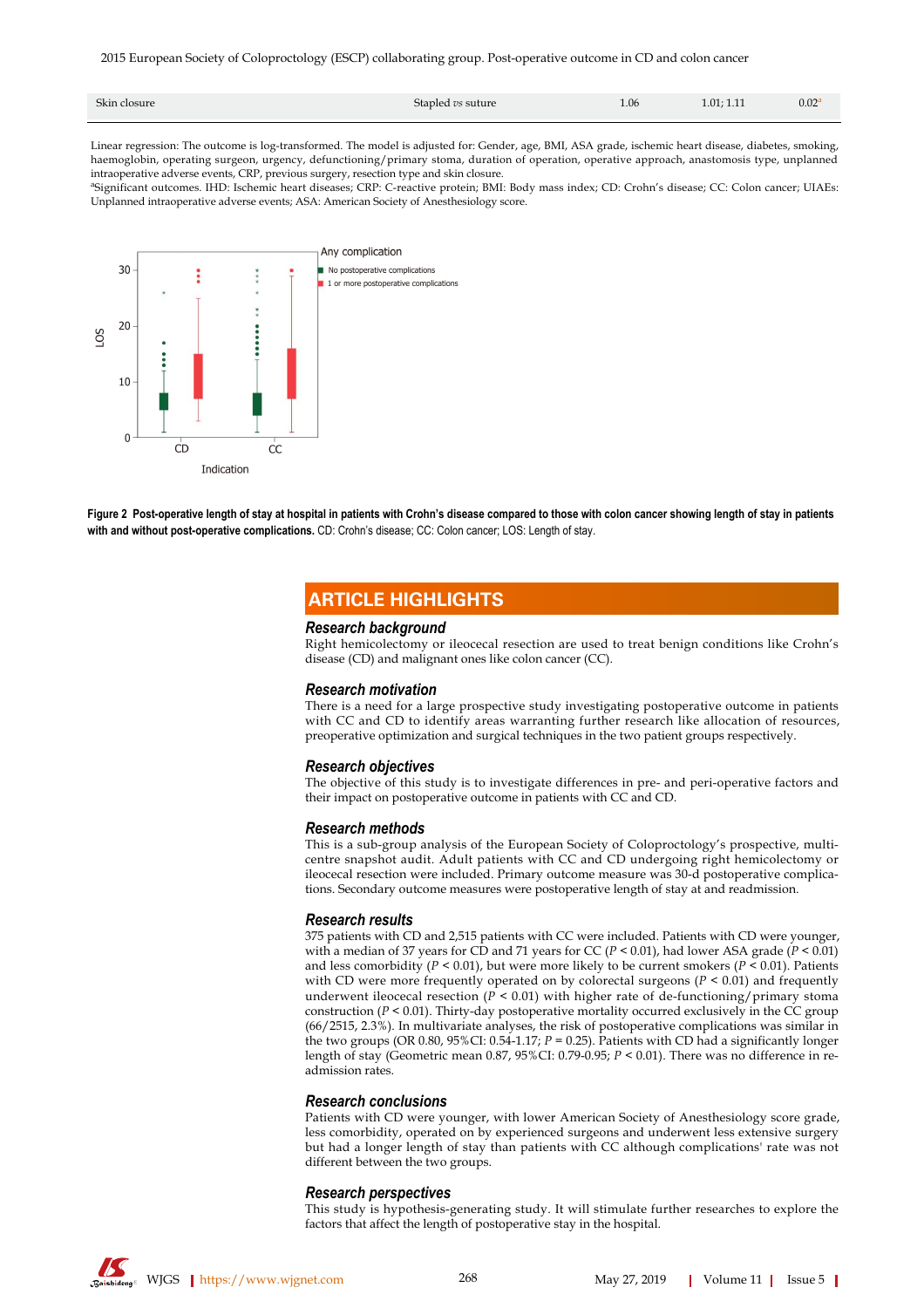| Skin closure | Stapled *vs* suture | 1.06 | 1.01; 1.11 | 0.02[a] |
|---|---|---|---|---|

Linear regression: The outcome is log-transformed. The model is adjusted for: Gender, age, BMI, ASA grade, ischemic heart disease, diabetes, smoking, haemoglobin, operating surgeon, urgency, defunctioning/primary stoma, duration of operation, operative approach, anastomosis type, unplanned intraoperative adverse events, CRP, previous surgery, resection type and skin closure.

[a]Significant outcomes. IHD: Ischemic heart diseases; CRP: C-reactive protein; BMI: Body mass index; CD: Crohn's disease; CC: Colon cancer; UIAEs: Unplanned intraoperative adverse events; ASA: American Society of Anesthesiology score.

**Figure 2 Post-operative length of stay at hospital in patients with Crohn's disease compared to those with colon cancer showing length of stay in patients with and without post-operative complications.** CD: Crohn's disease; CC: Colon cancer; LOS: Length of stay.

## ARTICLE HIGHLIGHTS

### *Research background*

Right hemicolectomy or ileocecal resection are used to treat benign conditions like Crohn's disease (CD) and malignant ones like colon cancer (CC).

### *Research motivation*

There is a need for a large prospective study investigating postoperative outcome in patients with CC and CD to identify areas warranting further research like allocation of resources, preoperative optimization and surgical techniques in the two patient groups respectively.

### *Research objectives*

The objective of this study is to investigate differences in pre- and peri-operative factors and their impact on postoperative outcome in patients with CC and CD.

### *Research methods*

This is a sub-group analysis of the European Society of Coloproctology's prospective, multi-centre snapshot audit. Adult patients with CC and CD undergoing right hemicolectomy or ileocecal resection were included. Primary outcome measure was 30-d postoperative complications. Secondary outcome measures were postoperative length of stay at and readmission.

### *Research results*

375 patients with CD and 2,515 patients with CC were included. Patients with CD were younger, with a median of 37 years for CD and 71 years for CC ($P < 0.01$), had lower ASA grade ($P < 0.01$) and less comorbidity ($P < 0.01$), but were more likely to be current smokers ($P < 0.01$). Patients with CD were more frequently operated on by colorectal surgeons ($P < 0.01$) and frequently underwent ileocecal resection ($P < 0.01$) with higher rate of de-functioning/primary stoma construction ($P < 0.01$). Thirty-day postoperative mortality occurred exclusively in the CC group (66/2515, 2.3%). In multivariate analyses, the risk of postoperative complications was similar in the two groups (OR 0.80, 95%CI: 0.54-1.17; $P = 0.25$). Patients with CD had a significantly longer length of stay (Geometric mean 0.87, 95%CI: 0.79-0.95; $P < 0.01$). There was no difference in re-admission rates.

### *Research conclusions*

Patients with CD were younger, with lower American Society of Anesthesiology score grade, less comorbidity, operated on by experienced surgeons and underwent less extensive surgery but had a longer length of stay than patients with CC although complications' rate was not different between the two groups.

### *Research perspectives*

This study is hypothesis-generating study. It will stimulate further researches to explore the factors that affect the length of postoperative stay in the hospital.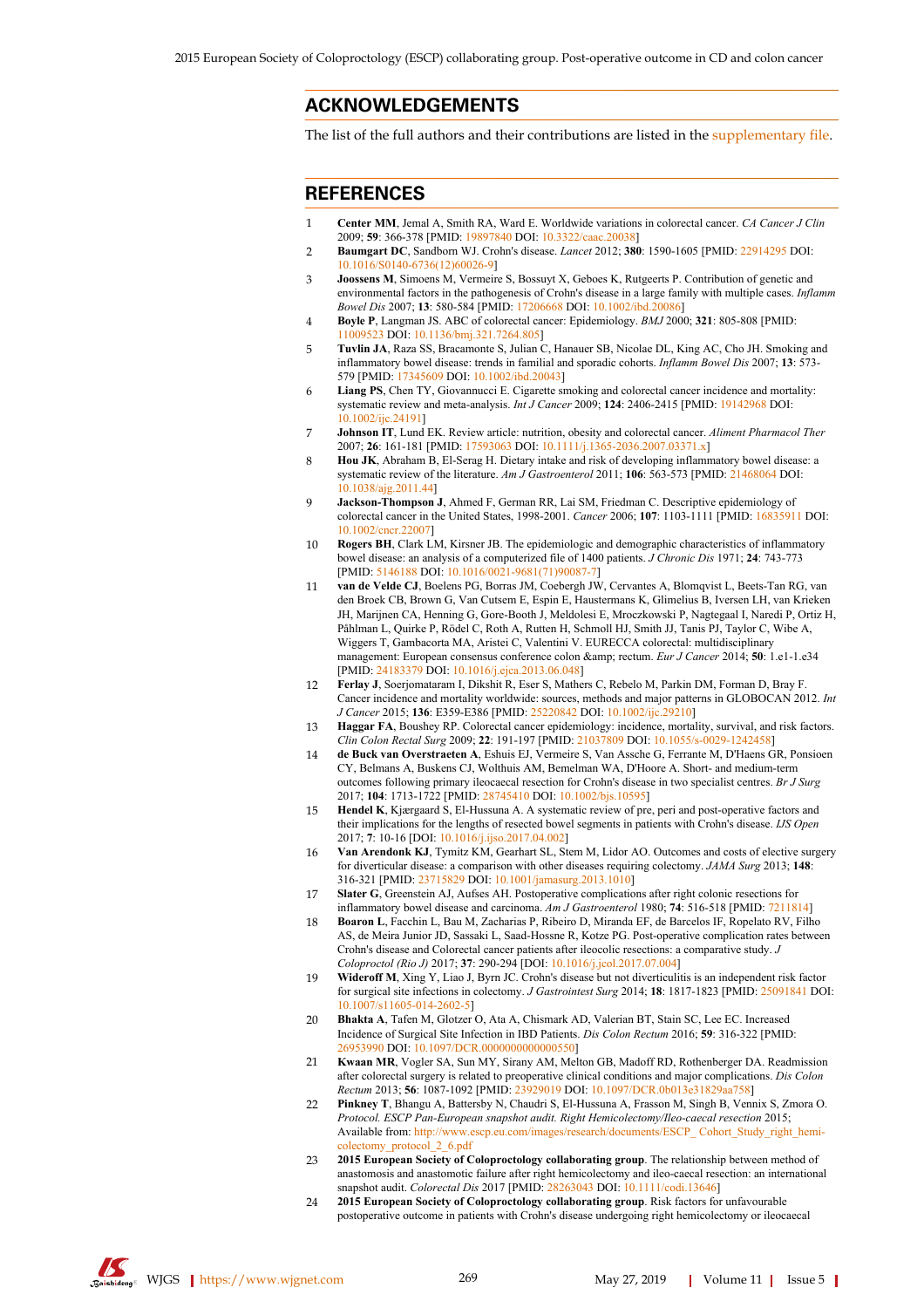## ACKNOWLEDGEMENTS

The list of the full authors and their contributions are listed in the supplementary file.

## REFERENCES

1. **Center MM**, Jemal A, Smith RA, Ward E. Worldwide variations in colorectal cancer. *CA Cancer J Clin* 2009; **59**: 366-378 [PMID: 19897840 DOI: 10.3322/caac.20038]
2. **Baumgart DC**, Sandborn WJ. Crohn's disease. *Lancet* 2012; **380**: 1590-1605 [PMID: 22914295 DOI: 10.1016/S0140-6736(12)60026-9]
3. **Joossens M**, Simoens M, Vermeire S, Bossuyt X, Geboes K, Rutgeerts P. Contribution of genetic and environmental factors in the pathogenesis of Crohn's disease in a large family with multiple cases. *Inflamm Bowel Dis* 2007; **13**: 580-584 [PMID: 17206668 DOI: 10.1002/ibd.20086]
4. **Boyle P**, Langman JS. ABC of colorectal cancer: Epidemiology. *BMJ* 2000; **321**: 805-808 [PMID: 11009523 DOI: 10.1136/bmj.321.7264.805]
5. **Tuvlin JA**, Raza SS, Bracamonte S, Julian C, Hanauer SB, Nicolae DL, King AC, Cho JH. Smoking and inflammatory bowel disease: trends in familial and sporadic cohorts. *Inflamm Bowel Dis* 2007; **13**: 573-579 [PMID: 17345609 DOI: 10.1002/ibd.20043]
6. **Liang PS**, Chen TY, Giovannucci E. Cigarette smoking and colorectal cancer incidence and mortality: systematic review and meta-analysis. *Int J Cancer* 2009; **124**: 2406-2415 [PMID: 19142968 DOI: 10.1002/ijc.24191]
7. **Johnson IT**, Lund EK. Review article: nutrition, obesity and colorectal cancer. *Aliment Pharmacol Ther* 2007; **26**: 161-181 [PMID: 17593063 DOI: 10.1111/j.1365-2036.2007.03371.x]
8. **Hou JK**, Abraham B, El-Serag H. Dietary intake and risk of developing inflammatory bowel disease: a systematic review of the literature. *Am J Gastroenterol* 2011; **106**: 563-573 [PMID: 21468064 DOI: 10.1038/ajg.2011.44]
9. **Jackson-Thompson J**, Ahmed F, German RR, Lai SM, Friedman C. Descriptive epidemiology of colorectal cancer in the United States, 1998-2001. *Cancer* 2006; **107**: 1103-1111 [PMID: 16835911 DOI: 10.1002/cncr.22007]
10. **Rogers BH**, Clark LM, Kirsner JB. The epidemiologic and demographic characteristics of inflammatory bowel disease: an analysis of a computerized file of 1400 patients. *J Chronic Dis* 1971; **24**: 743-773 [PMID: 5146188 DOI: 10.1016/0021-9681(71)90087-7]
11. **van de Velde CJ**, Boelens PG, Borras JM, Coebergh JW, Cervantes A, Blomqvist L, Beets-Tan RG, van den Broek CB, Brown G, Van Cutsem E, Espin E, Haustermans K, Glimelius B, Iversen LH, van Krieken JH, Marijnen CA, Henning G, Gore-Booth J, Meldolesi E, Mroczkowski P, Nagtegaal I, Naredi P, Ortiz H, Påhlman L, Quirke P, Rödel C, Roth A, Rutten H, Schmoll HJ, Smith JJ, Tanis PJ, Taylor C, Wibe A, Wiggers T, Gambacorta MA, Aristei C, Valentini V. EURECCA colorectal: multidisciplinary management: European consensus conference colon &amp; rectum. *Eur J Cancer* 2014; **50**: 1.e1-1.e34 [PMID: 24183379 DOI: 10.1016/j.ejca.2013.06.048]
12. **Ferlay J**, Soerjomataram I, Dikshit R, Eser S, Mathers C, Rebelo M, Parkin DM, Forman D, Bray F. Cancer incidence and mortality worldwide: sources, methods and major patterns in GLOBOCAN 2012. *Int J Cancer* 2015; **136**: E359-E386 [PMID: 25220842 DOI: 10.1002/ijc.29210]
13. **Haggar FA**, Boushey RP. Colorectal cancer epidemiology: incidence, mortality, survival, and risk factors. *Clin Colon Rectal Surg* 2009; **22**: 191-197 [PMID: 21037809 DOI: 10.1055/s-0029-1242458]
14. **de Buck van Overstraeten A**, Eshuis EJ, Vermeire S, Van Assche G, Ferrante M, D'Haens GR, Ponsioen CY, Belmans A, Buskens CJ, Wolthuis AM, Bemelman WA, D'Hoore A. Short- and medium-term outcomes following primary ileocaecal resection for Crohn's disease in two specialist centres. *Br J Surg* 2017; **104**: 1713-1722 [PMID: 28745410 DOI: 10.1002/bjs.10595]
15. **Hendel K**, Kjærgaard S, El-Hussuna A. A systematic review of pre, peri and post-operative factors and their implications for the lengths of resected bowel segments in patients with Crohn's disease. *IJS Open* 2017; **7**: 10-16 [DOI: 10.1016/j.ijso.2017.04.002]
16. **Van Arendonk KJ**, Tymitz KM, Gearhart SL, Stem M, Lidor AO. Outcomes and costs of elective surgery for diverticular disease: a comparison with other diseases requiring colectomy. *JAMA Surg* 2013; **148**: 316-321 [PMID: 23715829 DOI: 10.1001/jamasurg.2013.1010]
17. **Slater G**, Greenstein AJ, Aufses AH. Postoperative complications after right colonic resections for inflammatory bowel disease and carcinoma. *Am J Gastroenterol* 1980; **74**: 516-518 [PMID: 7211814]
18. **Boaron L**, Facchin L, Bau M, Zacharias P, Ribeiro D, Miranda EF, de Barcelos IF, Ropelato RV, Filho AS, de Meira Junior JD, Sassaki L, Saad-Hossne R, Kotze PG. Post-operative complication rates between Crohn's disease and Colorectal cancer patients after ileocolic resections: a comparative study. *J Coloproctol (Rio J)* 2017; **37**: 290-294 [DOI: 10.1016/j.jcol.2017.07.004]
19. **Wideroff M**, Xing Y, Liao J, Byrn JC. Crohn's disease but not diverticulitis is an independent risk factor for surgical site infections in colectomy. *J Gastrointest Surg* 2014; **18**: 1817-1823 [PMID: 25091841 DOI: 10.1007/s11605-014-2602-5]
20. **Bhakta A**, Tafen M, Glotzer O, Ata A, Chismark AD, Valerian BT, Stain SC, Lee EC. Increased Incidence of Surgical Site Infection in IBD Patients. *Dis Colon Rectum* 2016; **59**: 316-322 [PMID: 26953990 DOI: 10.1097/DCR.0000000000000550]
21. **Kwaan MR**, Vogler SA, Sun MY, Sirany AM, Melton GB, Madoff RD, Rothenberger DA. Readmission after colorectal surgery is related to preoperative clinical conditions and major complications. *Dis Colon Rectum* 2013; **56**: 1087-1092 [PMID: 23929019 DOI: 10.1097/DCR.0b013e31829aa758]
22. **Pinkney T**, Bhangu A, Battersby N, Chaudri S, El-Hussuna A, Frasson M, Singh B, Vennix S, Zmora O. *Protocol. ESCP Pan-European snapshot audit. Right Hemicolectomy/Ileo-caecal resection* 2015; Available from: http://www.escp.eu.com/images/research/documents/ESCP_ Cohort_Study_right_hemi-colectomy_protocol_2_6.pdf
23. **2015 European Society of Coloproctology collaborating group**. The relationship between method of anastomosis and anastomotic failure after right hemicolectomy and ileo-caecal resection: an international snapshot audit. *Colorectal Dis* 2017 [PMID: 28263043 DOI: 10.1111/codi.13646]
24. **2015 European Society of Coloproctology collaborating group**. Risk factors for unfavourable postoperative outcome in patients with Crohn's disease undergoing right hemicolectomy or ileocaecal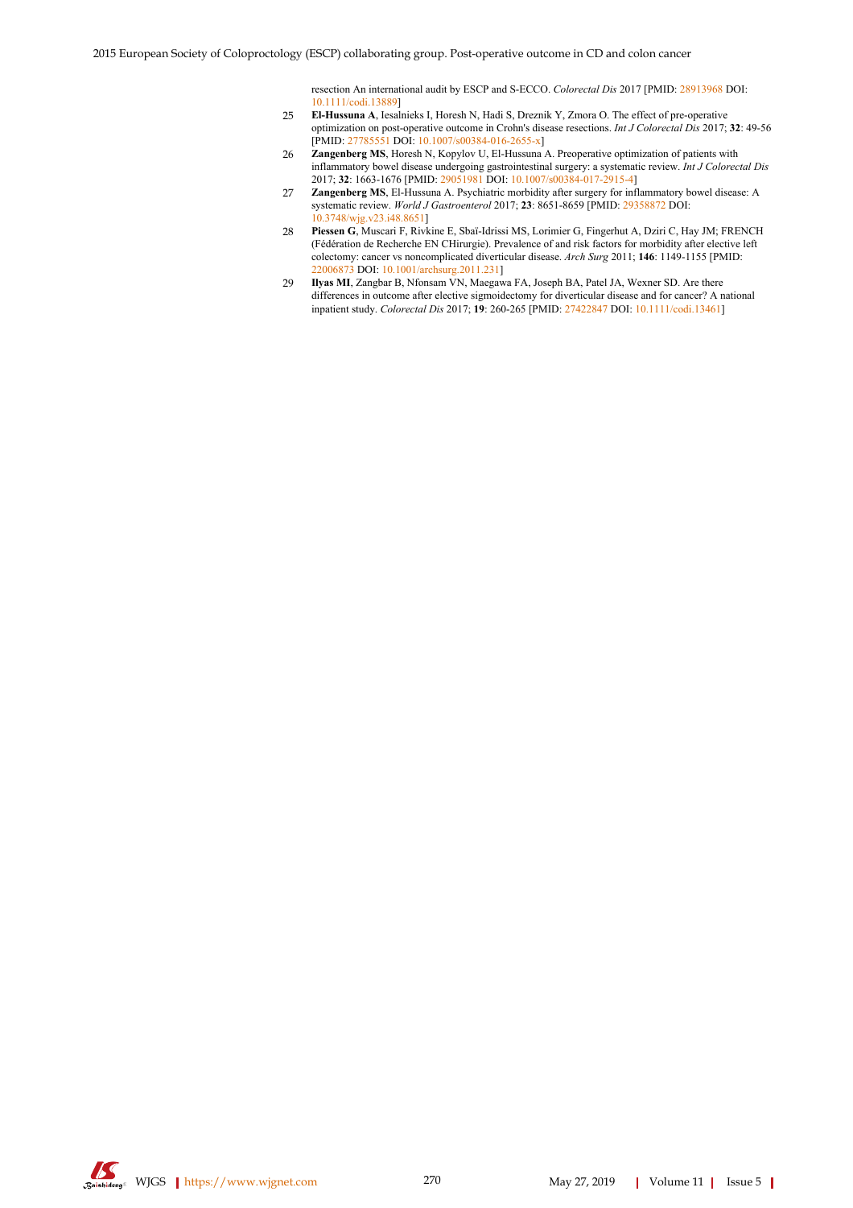2015 European Society of Coloproctology (ESCP) collaborating group. Post-operative outcome in CD and colon cancer resection An international audit by ESCP and S-ECCO. *Colorectal Dis* 2017 [PMID: 28913968 DOI: 10.1111/codi.13889]

25. **El-Hussuna A**, Iesalnieks I, Horesh N, Hadi S, Dreznik Y, Zmora O. The effect of pre-operative optimization on post-operative outcome in Crohn's disease resections. *Int J Colorectal Dis* 2017; **32**: 49-56 [PMID: 27785551 DOI: 10.1007/s00384-016-2655-x]
26. **Zangenberg MS**, Horesh N, Kopylov U, El-Hussuna A. Preoperative optimization of patients with inflammatory bowel disease undergoing gastrointestinal surgery: a systematic review. *Int J Colorectal Dis* 2017; **32**: 1663-1676 [PMID: 29051981 DOI: 10.1007/s00384-017-2915-4]
27. **Zangenberg MS**, El-Hussuna A. Psychiatric morbidity after surgery for inflammatory bowel disease: A systematic review. *World J Gastroenterol* 2017; **23**: 8651-8659 [PMID: 29358872 DOI: 10.3748/wjg.v23.i48.8651]
28. **Piessen G**, Muscari F, Rivkine E, Sbaï-Idrissi MS, Lorimier G, Fingerhut A, Dziri C, Hay JM; FRENCH (Fédération de Recherche EN CHirurgie). Prevalence of and risk factors for morbidity after elective left colectomy: cancer vs noncomplicated diverticular disease. *Arch Surg* 2011; **146**: 1149-1155 [PMID: 22006873 DOI: 10.1001/archsurg.2011.231]
29. **Ilyas MI**, Zangbar B, Nfonsam VN, Maegawa FA, Joseph BA, Patel JA, Wexner SD. Are there differences in outcome after elective sigmoidectomy for diverticular disease and for cancer? A national inpatient study. *Colorectal Dis* 2017; **19**: 260-265 [PMID: 27422847 DOI: 10.1111/codi.13461]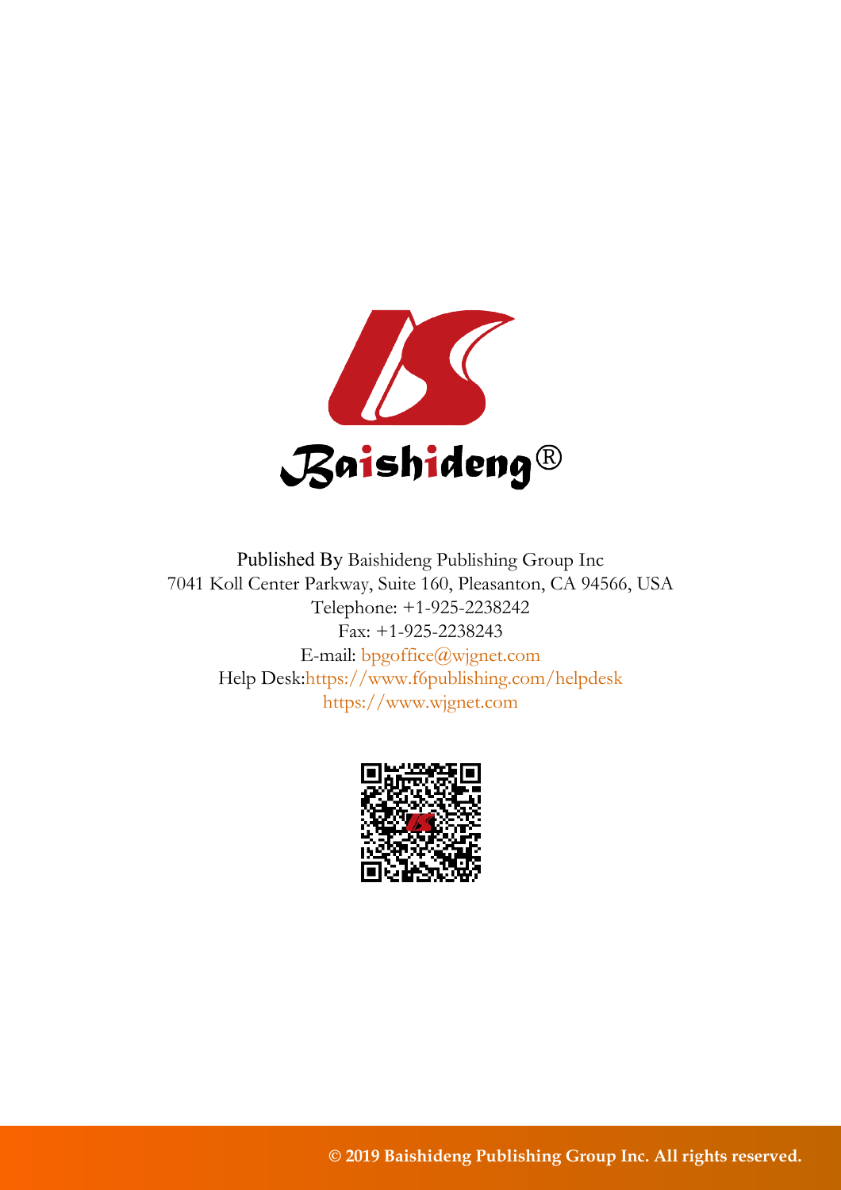Baishideng®

Published By Baishideng Publishing Group Inc
7041 Koll Center Parkway, Suite 160, Pleasanton, CA 94566, USA
Telephone: +1-925-2238242
Fax: +1-925-2238243
E-mail: bpgoffice@wjgnet.com
Help Desk:https://www.f6publishing.com/helpdesk
https://www.wjgnet.com

© 2019 Baishideng Publishing Group Inc. All rights reserved.